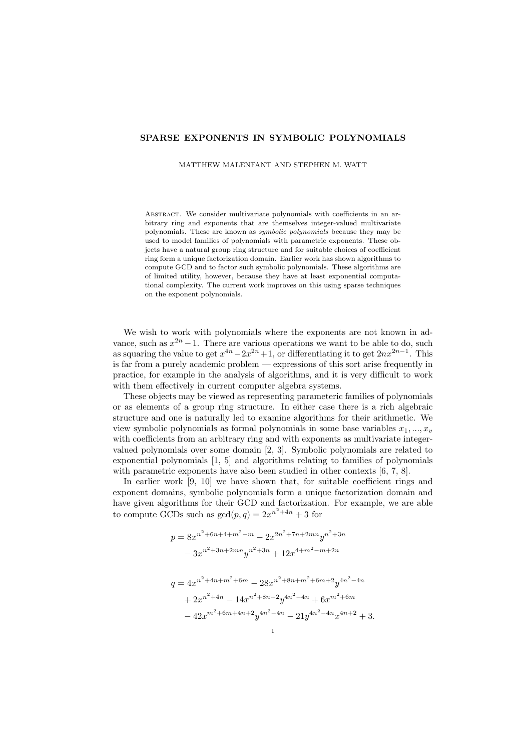# SPARSE EXPONENTS IN SYMBOLIC POLYNOMIALS

MATTHEW MALENFANT AND STEPHEN M. WATT

Abstract. We consider multivariate polynomials with coefficients in an arbitrary ring and exponents that are themselves integer-valued multivariate polynomials. These are known as *symbolic polynomials* because they may be used to model families of polynomials with parametric exponents. These objects have a natural group ring structure and for suitable choices of coefficient ring form a unique factorization domain. Earlier work has shown algorithms to compute GCD and to factor such symbolic polynomials. These algorithms are of limited utility, however, because they have at least exponential computational complexity. The current work improves on this using sparse techniques on the exponent polynomials.

We wish to work with polynomials where the exponents are not known in advance, such as $x^{2n} - 1$. There are various operations we want to be able to do, such as squaring the value to get $x^{4n} - 2x^{2n} + 1$, or differentiating it to get $2nx^{2n-1}$. This is far from a purely academic problem — expressions of this sort arise frequently in practice, for example in the analysis of algorithms, and it is very difficult to work with them effectively in current computer algebra systems.

These objects may be viewed as representing parameteric families of polynomials or as elements of a group ring structure. In either case there is a rich algebraic structure and one is naturally led to examine algorithms for their arithmetic. We view symbolic polynomials as formal polynomials in some base variables $x_1, ..., x_v$ with coefficients from an arbitrary ring and with exponents as multivariate integer-valued polynomials over some domain [2, 3]. Symbolic polynomials are related to exponential polynomials [1, 5] and algorithms relating to families of polynomials with parametric exponents have also been studied in other contexts [6, 7, 8].

In earlier work [9, 10] we have shown that, for suitable coefficient rings and exponent domains, symbolic polynomials form a unique factorization domain and have given algorithms for their GCD and factorization. For example, we are able to compute GCDs such as $\gcd(p, q) = 2x^{n^2+4n} + 3$ for

$$
\begin{aligned}
p = {} & 8x^{n^2+6n+4+m^2-m} - 2x^{2n^2+7n+2mn}y^{n^2+3n} \\
& - 3x^{n^2+3n+2mn}y^{n^2+3n} + 12x^{4+m^2-m+2n}
\end{aligned}
$$

$$
\begin{aligned}
q = {} & 4x^{n^2+4n+m^2+6m} - 28x^{n^2+8n+m^2+6m+2}y^{4n^2-4n} \\
& + 2x^{n^2+4n} - 14x^{n^2+8n+2}y^{4n^2-4n} + 6x^{m^2+6m} \\
& - 42x^{m^2+6m+4n+2}y^{4n^2-4n} - 21y^{4n^2-4n}x^{4n+2} + 3.
\end{aligned}
$$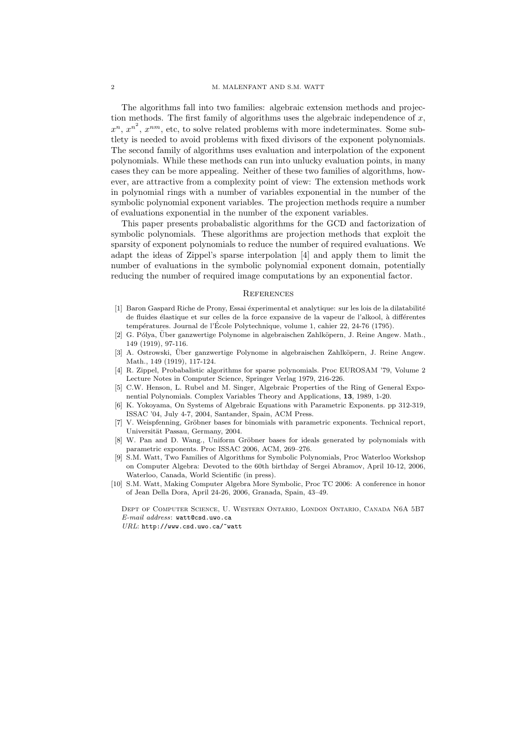The algorithms fall into two families: algebraic extension methods and projection methods. The first family of algorithms uses the algebraic independence of $x$, $x^n$, $x^{n^2}$, $x^{nm}$, etc, to solve related problems with more indeterminates. Some subtlety is needed to avoid problems with fixed divisors of the exponent polynomials. The second family of algorithms uses evaluation and interpolation of the exponent polynomials. While these methods can run into unlucky evaluation points, in many cases they can be more appealing. Neither of these two families of algorithms, however, are attractive from a complexity point of view: The extension methods work in polynomial rings with a number of variables exponential in the number of the symbolic polynomial exponent variables. The projection methods require a number of evaluations exponential in the number of the exponent variables.

This paper presents probabalistic algorithms for the GCD and factorization of symbolic polynomials. These algorithms are projection methods that exploit the sparsity of exponent polynomials to reduce the number of required evaluations. We adapt the ideas of Zippel's sparse interpolation [4] and apply them to limit the number of evaluations in the symbolic polynomial exponent domain, potentially reducing the number of required image computations by an exponential factor.

## References

[1] Baron Gaspard Riche de Prony, Essai éxperimental et analytique: sur les lois de la dilatabilité de fluides élastique et sur celles de la force expansive de la vapeur de l'alkool, à différentes températures. Journal de l'École Polytechnique, volume 1, cahier 22, 24-76 (1795).

[2] G. Pólya, Über ganzwertige Polynome in algebraischen Zahlköpern, J. Reine Angew. Math., 149 (1919), 97-116.

[3] A. Ostrowski, Über ganzwertige Polynome in algebraischen Zahlköpern, J. Reine Angew. Math., 149 (1919), 117-124.

[4] R. Zippel, Probabalistic algorithms for sparse polynomials. Proc EUROSAM '79, Volume 2 Lecture Notes in Computer Science, Springer Verlag 1979, 216-226.

[5] C.W. Henson, L. Rubel and M. Singer, Algebraic Properties of the Ring of General Exponential Polynomials. Complex Variables Theory and Applications, **13**, 1989, 1-20.

[6] K. Yokoyama, On Systems of Algebraic Equations with Parametric Exponents. pp 312-319, ISSAC '04, July 4-7, 2004, Santander, Spain, ACM Press.

[7] V. Weispfenning, Gröbner bases for binomials with parametric exponents. Technical report, Universität Passau, Germany, 2004.

[8] W. Pan and D. Wang., Uniform Gröbner bases for ideals generated by polynomials with parametric exponents. Proc ISSAC 2006, ACM, 269–276.

[9] S.M. Watt, Two Families of Algorithms for Symbolic Polynomials, Proc Waterloo Workshop on Computer Algebra: Devoted to the 60th birthday of Sergei Abramov, April 10-12, 2006, Waterloo, Canada, World Scientific (in press).

[10] S.M. Watt, Making Computer Algebra More Symbolic, Proc TC 2006: A conference in honor of Jean Della Dora, April 24-26, 2006, Granada, Spain, 43–49.

Dept of Computer Science, U. Western Ontario, London Ontario, Canada N6A 5B7
*E-mail address*: watt@csd.uwo.ca
*URL*: http://www.csd.uwo.ca/~watt